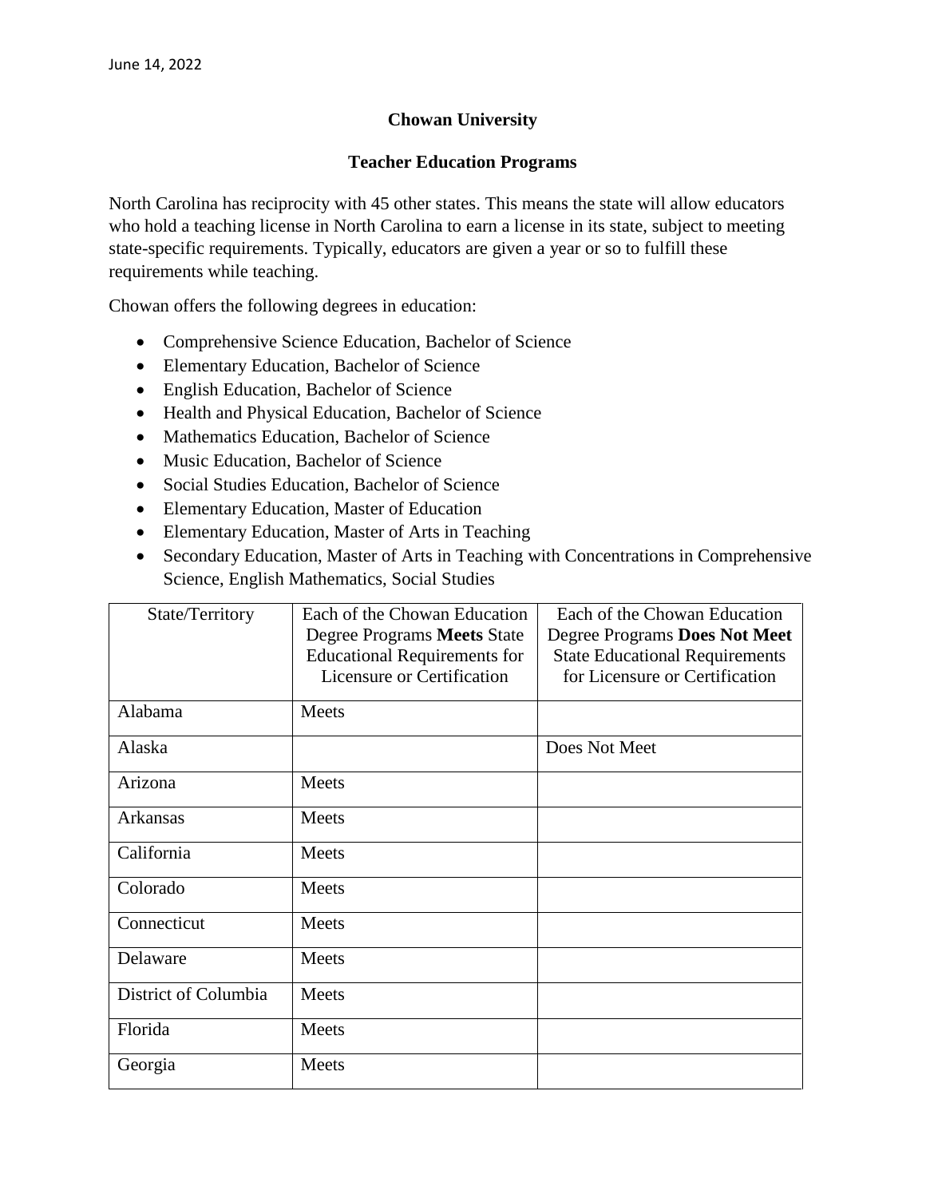June 14, 2022

# Chowan University

## Teacher Education Programs

North Carolina has reciprocity with 45 other states. This means the state will allow educators who hold a teaching license in North Carolina to earn a license in its state, subject to meeting state-specific requirements. Typically, educators are given a year or so to fulfill these requirements while teaching.

Chowan offers the following degrees in education:

- Comprehensive Science Education, Bachelor of Science
- Elementary Education, Bachelor of Science
- English Education, Bachelor of Science
- Health and Physical Education, Bachelor of Science
- Mathematics Education, Bachelor of Science
- Music Education, Bachelor of Science
- Social Studies Education, Bachelor of Science
- Elementary Education, Master of Education
- Elementary Education, Master of Arts in Teaching
- Secondary Education, Master of Arts in Teaching with Concentrations in Comprehensive Science, English Mathematics, Social Studies

| State/Territory | Each of the Chowan Education Degree Programs **Meets** State Educational Requirements for Licensure or Certification | Each of the Chowan Education Degree Programs **Does Not Meet** State Educational Requirements for Licensure or Certification |
|---|---|---|
| Alabama | Meets | |
| Alaska | | Does Not Meet |
| Arizona | Meets | |
| Arkansas | Meets | |
| California | Meets | |
| Colorado | Meets | |
| Connecticut | Meets | |
| Delaware | Meets | |
| District of Columbia | Meets | |
| Florida | Meets | |
| Georgia | Meets | |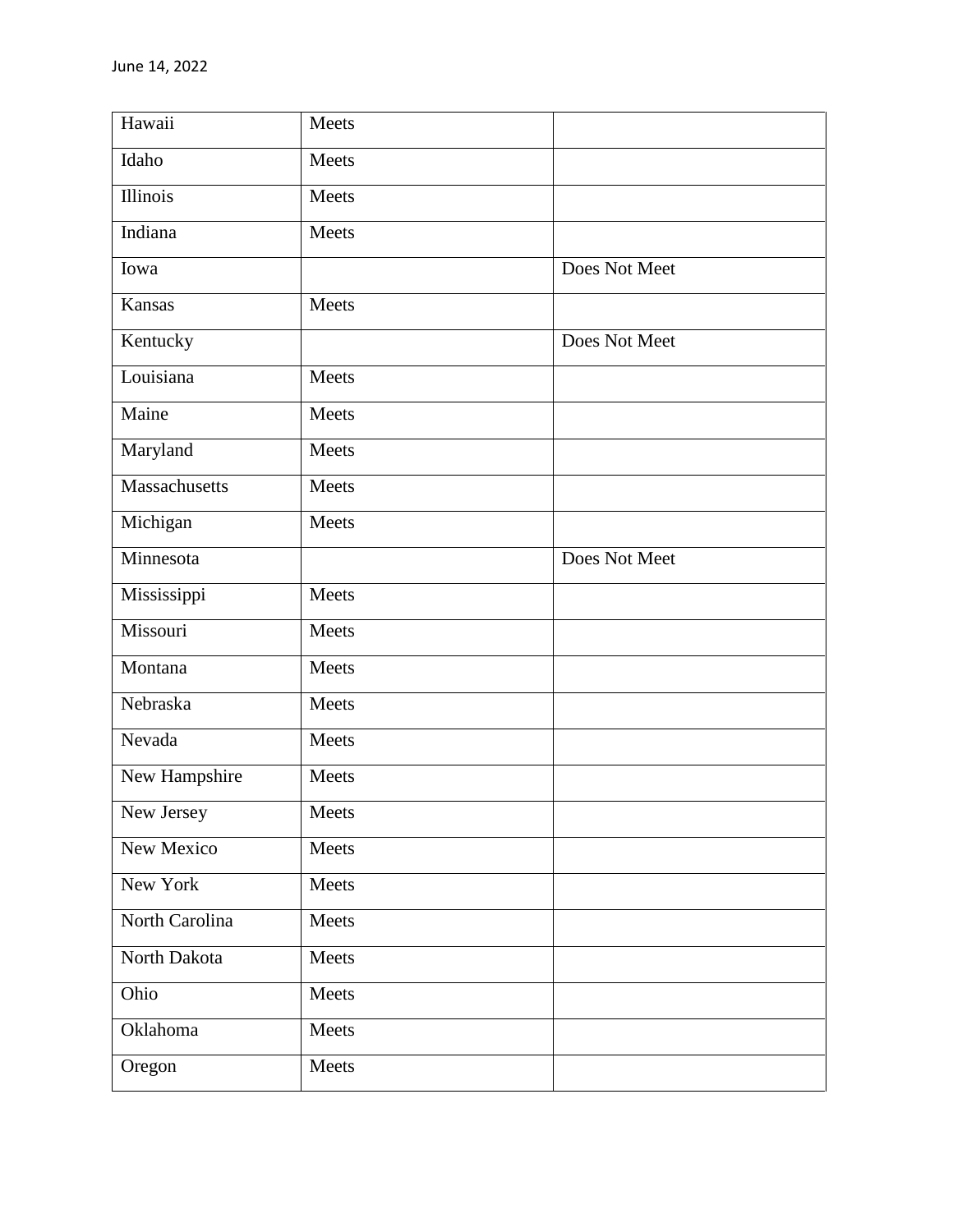| | | |
|---|---|---|
| Hawaii | Meets | |
| Idaho | Meets | |
| Illinois | Meets | |
| Indiana | Meets | |
| Iowa | | Does Not Meet |
| Kansas | Meets | |
| Kentucky | | Does Not Meet |
| Louisiana | Meets | |
| Maine | Meets | |
| Maryland | Meets | |
| Massachusetts | Meets | |
| Michigan | Meets | |
| Minnesota | | Does Not Meet |
| Mississippi | Meets | |
| Missouri | Meets | |
| Montana | Meets | |
| Nebraska | Meets | |
| Nevada | Meets | |
| New Hampshire | Meets | |
| New Jersey | Meets | |
| New Mexico | Meets | |
| New York | Meets | |
| North Carolina | Meets | |
| North Dakota | Meets | |
| Ohio | Meets | |
| Oklahoma | Meets | |
| Oregon | Meets | |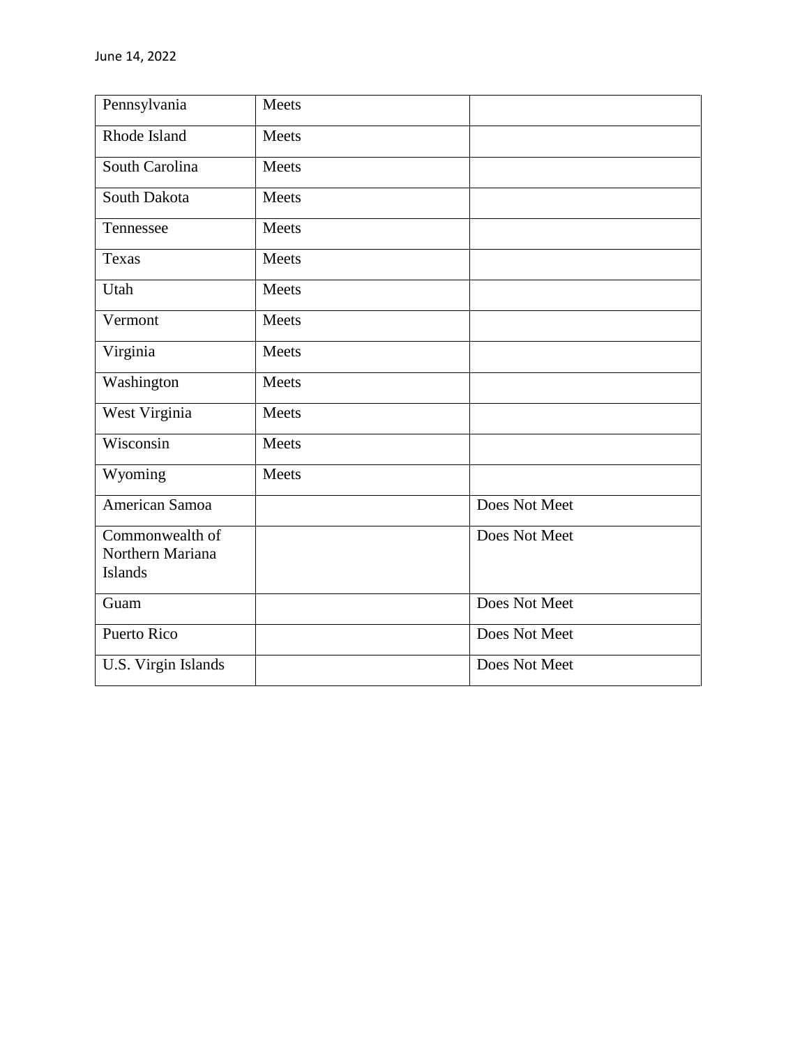| | | |
|---|---|---|
| Pennsylvania | Meets | |
| Rhode Island | Meets | |
| South Carolina | Meets | |
| South Dakota | Meets | |
| Tennessee | Meets | |
| Texas | Meets | |
| Utah | Meets | |
| Vermont | Meets | |
| Virginia | Meets | |
| Washington | Meets | |
| West Virginia | Meets | |
| Wisconsin | Meets | |
| Wyoming | Meets | |
| American Samoa | | Does Not Meet |
| Commonwealth of Northern Mariana Islands | | Does Not Meet |
| Guam | | Does Not Meet |
| Puerto Rico | | Does Not Meet |
| U.S. Virgin Islands | | Does Not Meet |